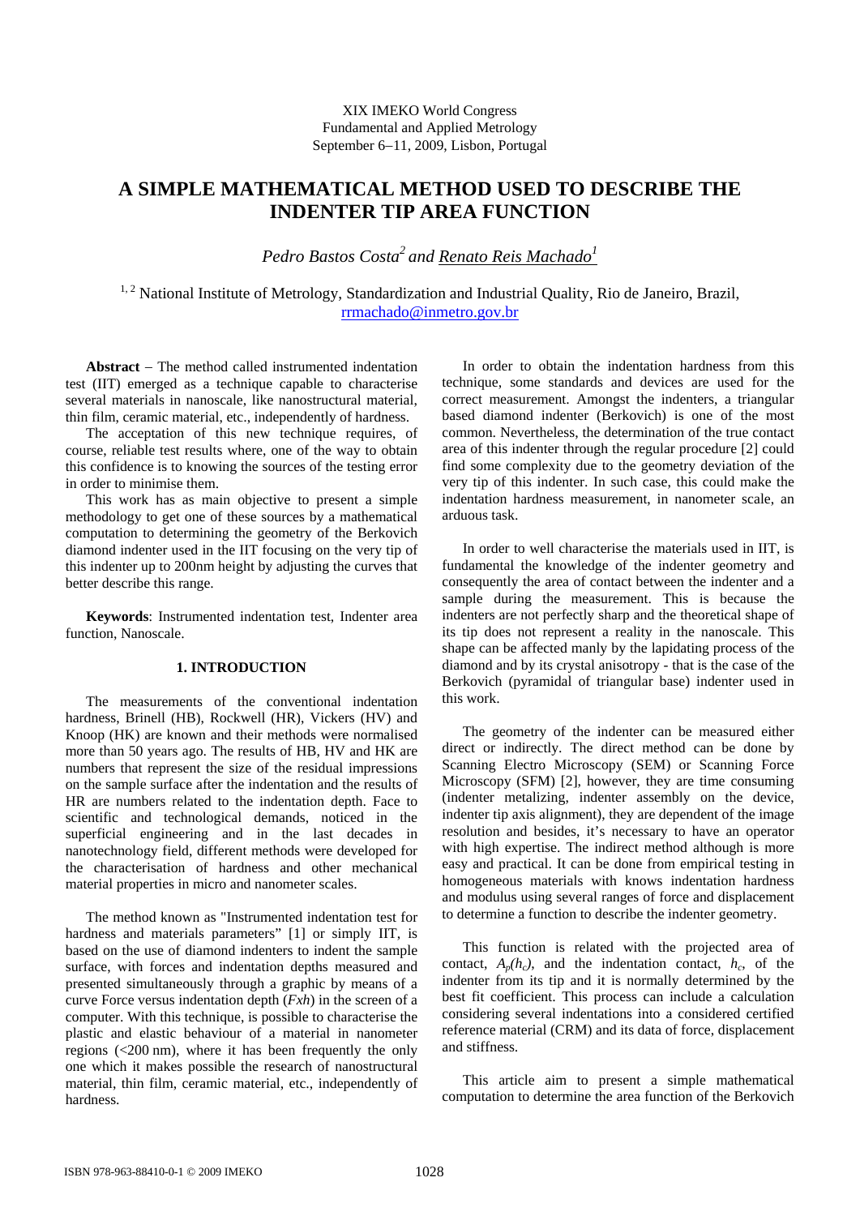XIX IMEKO World Congress
Fundamental and Applied Metrology
September 6−11, 2009, Lisbon, Portugal

# A SIMPLE MATHEMATICAL METHOD USED TO DESCRIBE THE INDENTER TIP AREA FUNCTION

*Pedro Bastos Costa*[2] *and Renato Reis Machado*[1]

[1, 2] National Institute of Metrology, Standardization and Industrial Quality, Rio de Janeiro, Brazil, rrmachado@inmetro.gov.br

**Abstract** – The method called instrumented indentation test (IIT) emerged as a technique capable to characterise several materials in nanoscale, like nanostructural material, thin film, ceramic material, etc., independently of hardness.

The acceptation of this new technique requires, of course, reliable test results where, one of the way to obtain this confidence is to knowing the sources of the testing error in order to minimise them.

This work has as main objective to present a simple methodology to get one of these sources by a mathematical computation to determining the geometry of the Berkovich diamond indenter used in the IIT focusing on the very tip of this indenter up to 200nm height by adjusting the curves that better describe this range.

**Keywords**: Instrumented indentation test, Indenter area function, Nanoscale.

## 1. INTRODUCTION

The measurements of the conventional indentation hardness, Brinell (HB), Rockwell (HR), Vickers (HV) and Knoop (HK) are known and their methods were normalised more than 50 years ago. The results of HB, HV and HK are numbers that represent the size of the residual impressions on the sample surface after the indentation and the results of HR are numbers related to the indentation depth. Face to scientific and technological demands, noticed in the superficial engineering and in the last decades in nanotechnology field, different methods were developed for the characterisation of hardness and other mechanical material properties in micro and nanometer scales.

The method known as "Instrumented indentation test for hardness and materials parameters" [1] or simply IIT, is based on the use of diamond indenters to indent the sample surface, with forces and indentation depths measured and presented simultaneously through a graphic by means of a curve Force versus indentation depth (*Fxh*) in the screen of a computer. With this technique, is possible to characterise the plastic and elastic behaviour of a material in nanometer regions (<200 nm), where it has been frequently the only one which it makes possible the research of nanostructural material, thin film, ceramic material, etc., independently of hardness.

In order to obtain the indentation hardness from this technique, some standards and devices are used for the correct measurement. Amongst the indenters, a triangular based diamond indenter (Berkovich) is one of the most common. Nevertheless, the determination of the true contact area of this indenter through the regular procedure [2] could find some complexity due to the geometry deviation of the very tip of this indenter. In such case, this could make the indentation hardness measurement, in nanometer scale, an arduous task.

In order to well characterise the materials used in IIT, is fundamental the knowledge of the indenter geometry and consequently the area of contact between the indenter and a sample during the measurement. This is because the indenters are not perfectly sharp and the theoretical shape of its tip does not represent a reality in the nanoscale. This shape can be affected manly by the lapidating process of the diamond and by its crystal anisotropy - that is the case of the Berkovich (pyramidal of triangular base) indenter used in this work.

The geometry of the indenter can be measured either direct or indirectly. The direct method can be done by Scanning Electro Microscopy (SEM) or Scanning Force Microscopy (SFM) [2], however, they are time consuming (indenter metalizing, indenter assembly on the device, indenter tip axis alignment), they are dependent of the image resolution and besides, it's necessary to have an operator with high expertise. The indirect method although is more easy and practical. It can be done from empirical testing in homogeneous materials with knows indentation hardness and modulus using several ranges of force and displacement to determine a function to describe the indenter geometry.

This function is related with the projected area of contact, $A_p(h_c)$, and the indentation contact, $h_c$, of the indenter from its tip and it is normally determined by the best fit coefficient. This process can include a calculation considering several indentations into a considered certified reference material (CRM) and its data of force, displacement and stiffness.

This article aim to present a simple mathematical computation to determine the area function of the Berkovich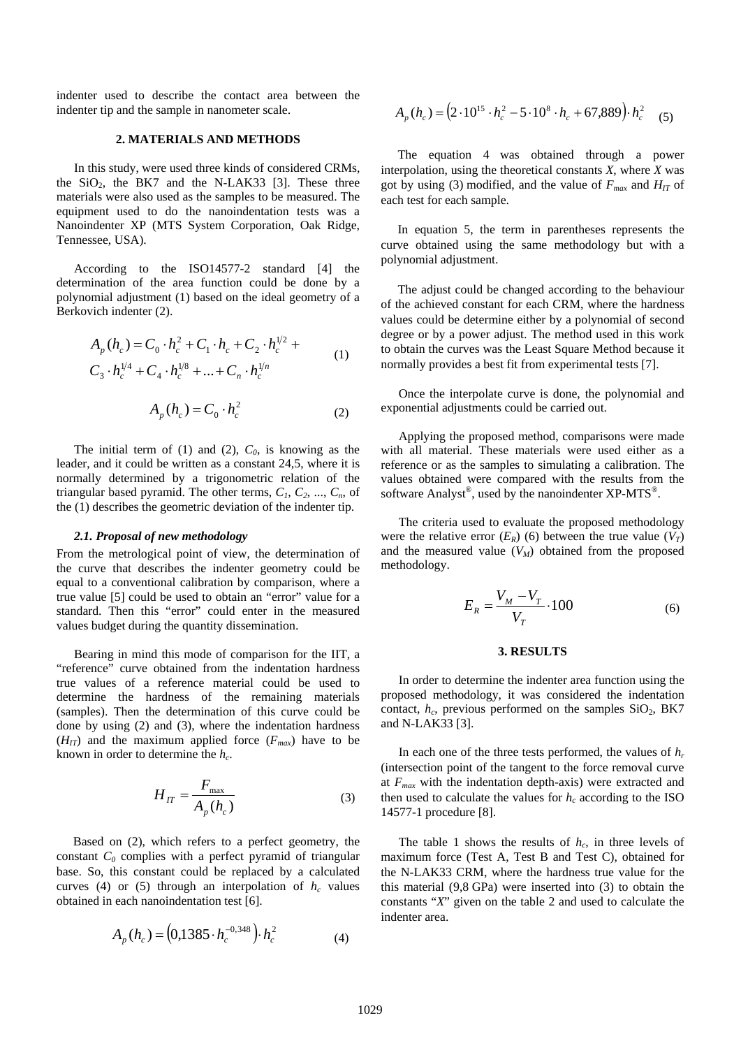indenter used to describe the contact area between the indenter tip and the sample in nanometer scale.

## 2. MATERIALS AND METHODS

In this study, were used three kinds of considered CRMs, the $SiO_2$, the BK7 and the N-LAK33 [3]. These three materials were also used as the samples to be measured. The equipment used to do the nanoindentation tests was a Nanoindenter XP (MTS System Corporation, Oak Ridge, Tennessee, USA).

According to the ISO14577-2 standard [4] the determination of the area function could be done by a polynomial adjustment (1) based on the ideal geometry of a Berkovich indenter (2).

$$A_p(h_c) = C_0 \cdot h_c^2 + C_1 \cdot h_c + C_2 \cdot h_c^{1/2} + C_3 \cdot h_c^{1/4} + C_4 \cdot h_c^{1/8} + ... + C_n \cdot h_c^{1/n} \quad (1)$$

$$A_p(h_c) = C_0 \cdot h_c^2 \quad (2)$$

The initial term of (1) and (2), $C_0$, is knowing as the leader, and it could be written as a constant 24,5, where it is normally determined by a trigonometric relation of the triangular based pyramid. The other terms, $C_1$, $C_2$, ..., $C_n$, of the (1) describes the geometric deviation of the indenter tip.

### *2.1. Proposal of new methodology*

From the metrological point of view, the determination of the curve that describes the indenter geometry could be equal to a conventional calibration by comparison, where a true value [5] could be used to obtain an "error" value for a standard. Then this "error" could enter in the measured values budget during the quantity dissemination.

Bearing in mind this mode of comparison for the IIT, a "reference" curve obtained from the indentation hardness true values of a reference material could be used to determine the hardness of the remaining materials (samples). Then the determination of this curve could be done by using (2) and (3), where the indentation hardness ($H_{IT}$) and the maximum applied force ($F_{max}$) have to be known in order to determine the $h_c$.

$$H_{IT} = \frac{F_{\max}}{A_p(h_c)} \quad (3)$$

Based on (2), which refers to a perfect geometry, the constant $C_0$ complies with a perfect pyramid of triangular base. So, this constant could be replaced by a calculated curves (4) or (5) through an interpolation of $h_c$ values obtained in each nanoindentation test [6].

$$A_p(h_c) = \left(0{,}1385 \cdot h_c^{-0{,}348}\right) \cdot h_c^2 \quad (4)$$

$$A_p(h_c) = \left(2 \cdot 10^{15} \cdot h_c^2 - 5 \cdot 10^8 \cdot h_c + 67{,}889\right) \cdot h_c^2 \quad (5)$$

The equation 4 was obtained through a power interpolation, using the theoretical constants *X*, where *X* was got by using (3) modified, and the value of $F_{max}$ and $H_{IT}$ of each test for each sample.

In equation 5, the term in parentheses represents the curve obtained using the same methodology but with a polynomial adjustment.

The adjust could be changed according to the behaviour of the achieved constant for each CRM, where the hardness values could be determine either by a polynomial of second degree or by a power adjust. The method used in this work to obtain the curves was the Least Square Method because it normally provides a best fit from experimental tests [7].

Once the interpolate curve is done, the polynomial and exponential adjustments could be carried out.

Applying the proposed method, comparisons were made with all material. These materials were used either as a reference or as the samples to simulating a calibration. The values obtained were compared with the results from the software Analyst®, used by the nanoindenter XP-MTS®.

The criteria used to evaluate the proposed methodology were the relative error ($E_R$) (6) between the true value ($V_T$) and the measured value ($V_M$) obtained from the proposed methodology.

$$E_R = \frac{V_M - V_T}{V_T} \cdot 100 \quad (6)$$

## 3. RESULTS

In order to determine the indenter area function using the proposed methodology, it was considered the indentation contact, $h_c$, previous performed on the samples $SiO_2$, BK7 and N-LAK33 [3].

In each one of the three tests performed, the values of $h_r$ (intersection point of the tangent to the force removal curve at $F_{max}$ with the indentation depth-axis) were extracted and then used to calculate the values for $h_c$ according to the ISO 14577-1 procedure [8].

The table 1 shows the results of $h_c$, in three levels of maximum force (Test A, Test B and Test C), obtained for the N-LAK33 CRM, where the hardness true value for the this material (9,8 GPa) were inserted into (3) to obtain the constants "*X*" given on the table 2 and used to calculate the indenter area.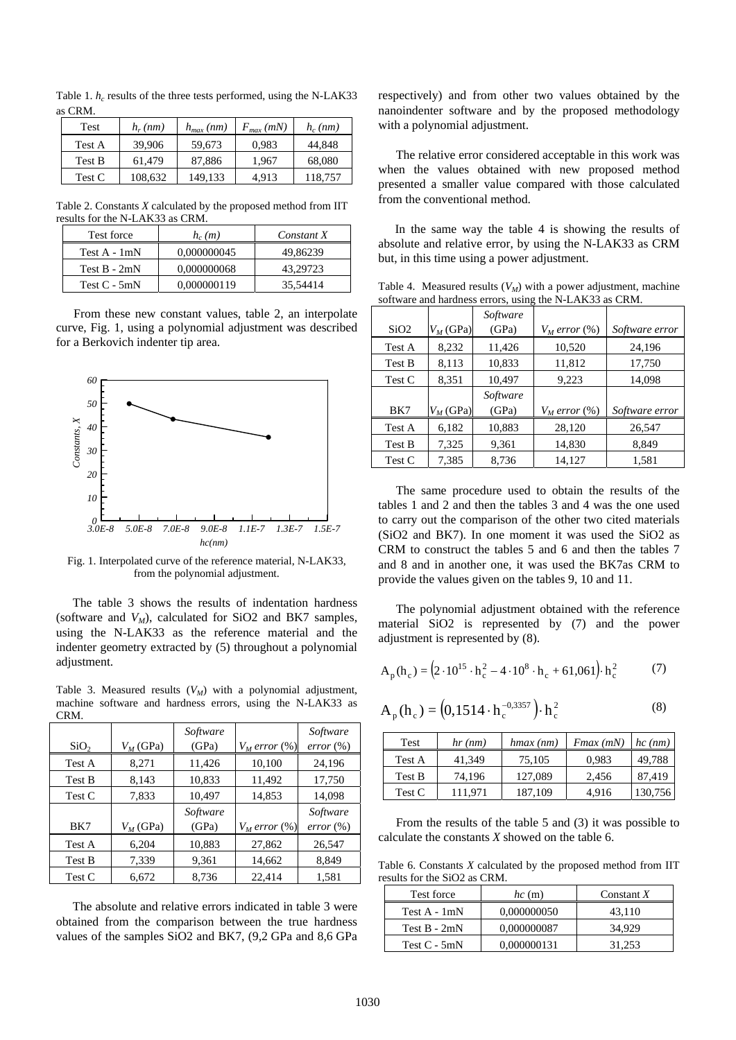Table 1. $h_c$ results of the three tests performed, using the N-LAK33 as CRM.

| Test | $h_r$ (nm) | $h_{max}$ (nm) | $F_{max}$ (mN) | $h_c$ (nm) |
|---|---|---|---|---|
| Test A | 39,906 | 59,673 | 0,983 | 44,848 |
| Test B | 61,479 | 87,886 | 1,967 | 68,080 |
| Test C | 108,632 | 149,133 | 4,913 | 118,757 |

Table 2. Constants *X* calculated by the proposed method from IIT results for the N-LAK33 as CRM.

| Test force | $h_c$ (m) | Constant X |
|---|---|---|
| Test A - 1mN | 0,000000045 | 49,86239 |
| Test B - 2mN | 0,000000068 | 43,29723 |
| Test C - 5mN | 0,000000119 | 35,54414 |

From these new constant values, table 2, an interpolate curve, Fig. 1, using a polynomial adjustment was described for a Berkovich indenter tip area.

Fig. 1. Interpolated curve of the reference material, N-LAK33, from the polynomial adjustment.

The table 3 shows the results of indentation hardness (software and $V_M$), calculated for SiO2 and BK7 samples, using the N-LAK33 as the reference material and the indenter geometry extracted by (5) throughout a polynomial adjustment.

Table 3. Measured results ($V_M$) with a polynomial adjustment, machine software and hardness errors, using the N-LAK33 as CRM.

| $SiO_2$ | $V_M$ (GPa) | *Software* (GPa) | $V_M$ *error* (%) | *Software error* (%) |
|---|---|---|---|---|
| Test A | 8,271 | 11,426 | 10,100 | 24,196 |
| Test B | 8,143 | 10,833 | 11,492 | 17,750 |
| Test C | 7,833 | 10,497 | 14,853 | 14,098 |
| BK7 | $V_M$ (GPa) | *Software* (GPa) | $V_M$ *error* (%) | *Software error* (%) |
| Test A | 6,204 | 10,883 | 27,862 | 26,547 |
| Test B | 7,339 | 9,361 | 14,662 | 8,849 |
| Test C | 6,672 | 8,736 | 22,414 | 1,581 |

The absolute and relative errors indicated in table 3 were obtained from the comparison between the true hardness values of the samples SiO2 and BK7, (9,2 GPa and 8,6 GPa respectively) and from other two values obtained by the nanoindenter software and by the proposed methodology with a polynomial adjustment.

The relative error considered acceptable in this work was when the values obtained with new proposed method presented a smaller value compared with those calculated from the conventional method.

In the same way the table 4 is showing the results of absolute and relative error, by using the N-LAK33 as CRM but, in this time using a power adjustment.

Table 4. Measured results ($V_M$) with a power adjustment, machine software and hardness errors, using the N-LAK33 as CRM.

| SiO2 | $V_M$ (GPa) | *Software* (GPa) | $V_M$ *error* (%) | *Software error* |
|---|---|---|---|---|
| Test A | 8,232 | 11,426 | 10,520 | 24,196 |
| Test B | 8,113 | 10,833 | 11,812 | 17,750 |
| Test C | 8,351 | 10,497 | 9,223 | 14,098 |
| BK7 | $V_M$ (GPa) | *Software* (GPa) | $V_M$ *error* (%) | *Software error* |
| Test A | 6,182 | 10,883 | 28,120 | 26,547 |
| Test B | 7,325 | 9,361 | 14,830 | 8,849 |
| Test C | 7,385 | 8,736 | 14,127 | 1,581 |

The same procedure used to obtain the results of the tables 1 and 2 and then the tables 3 and 4 was the one used to carry out the comparison of the other two cited materials (SiO2 and BK7). In one moment it was used the SiO2 as CRM to construct the tables 5 and 6 and then the tables 7 and 8 and in another one, it was used the BK7as CRM to provide the values given on the tables 9, 10 and 11.

The polynomial adjustment obtained with the reference material SiO2 is represented by (7) and the power adjustment is represented by (8).

$$A_p(h_c) = \left(2 \cdot 10^{15} \cdot h_c^2 - 4 \cdot 10^8 \cdot h_c + 61{,}061\right) \cdot h_c^2 \qquad (7)$$

$$A_p(h_c) = \left(0{,}1514 \cdot h_c^{-0{,}3357}\right) \cdot h_c^2 \qquad (8)$$

| Test | hr (nm) | hmax (nm) | Fmax (mN) | hc (nm) |
|---|---|---|---|---|
| Test A | 41,349 | 75,105 | 0,983 | 49,788 |
| Test B | 74,196 | 127,089 | 2,456 | 87,419 |
| Test C | 111,971 | 187,109 | 4,916 | 130,756 |

From the results of the table 5 and (3) it was possible to calculate the constants *X* showed on the table 6.

Table 6. Constants *X* calculated by the proposed method from IIT results for the SiO2 as CRM.

| Test force | *hc* (m) | Constant *X* |
|---|---|---|
| Test A - 1mN | 0,000000050 | 43,110 |
| Test B - 2mN | 0,000000087 | 34,929 |
| Test C - 5mN | 0,000000131 | 31,253 |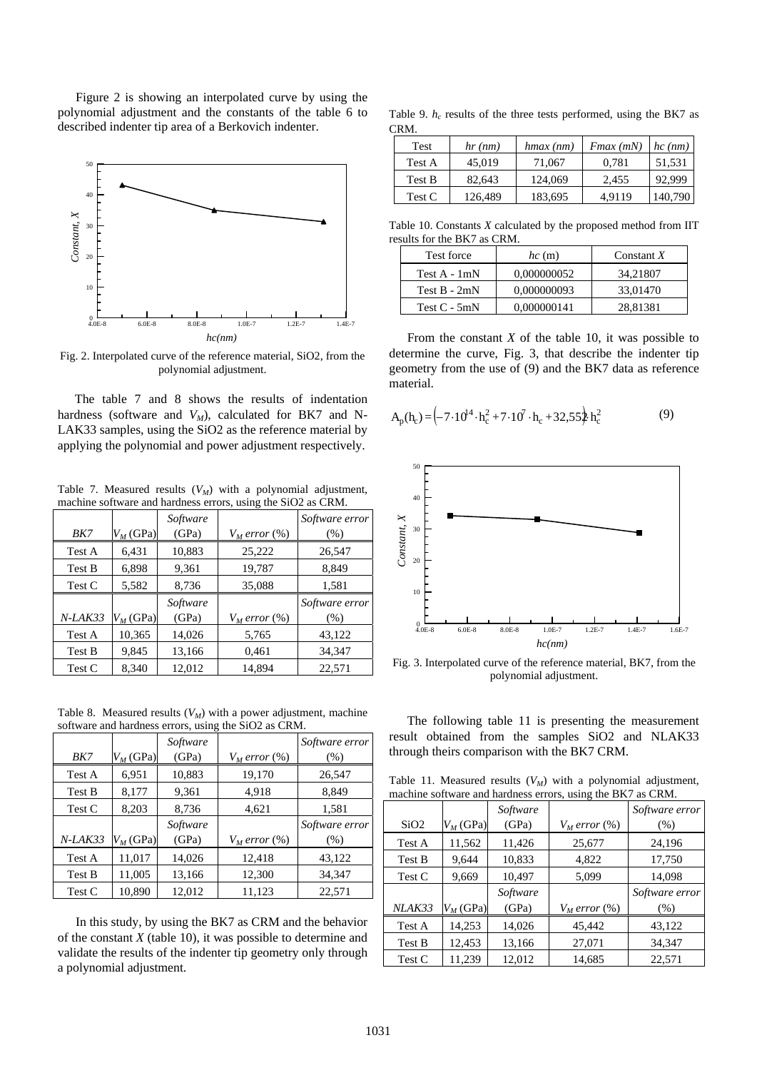Figure 2 is showing an interpolated curve by using the polynomial adjustment and the constants of the table 6 to described indenter tip area of a Berkovich indenter.

Fig. 2. Interpolated curve of the reference material, SiO2, from the polynomial adjustment.

The table 7 and 8 shows the results of indentation hardness (software and $V_M$), calculated for BK7 and N-LAK33 samples, using the SiO2 as the reference material by applying the polynomial and power adjustment respectively.

Table 7. Measured results ($V_M$) with a polynomial adjustment, machine software and hardness errors, using the SiO2 as CRM.

| *BK7* | $V_M$ (GPa) | *Software* (GPa) | $V_M$ *error* (%) | *Software error* (%) |
|---|---|---|---|---|
| Test A | 6,431 | 10,883 | 25,222 | 26,547 |
| Test B | 6,898 | 9,361 | 19,787 | 8,849 |
| Test C | 5,582 | 8,736 | 35,088 | 1,581 |
| *N-LAK33* | $V_M$ (GPa) | *Software* (GPa) | $V_M$ *error* (%) | *Software error* (%) |
| Test A | 10,365 | 14,026 | 5,765 | 43,122 |
| Test B | 9,845 | 13,166 | 0,461 | 34,347 |
| Test C | 8,340 | 12,012 | 14,894 | 22,571 |

Table 8. Measured results ($V_M$) with a power adjustment, machine software and hardness errors, using the SiO2 as CRM.

| *BK7* | $V_M$ (GPa) | *Software* (GPa) | $V_M$ *error* (%) | *Software error* (%) |
|---|---|---|---|---|
| Test A | 6,951 | 10,883 | 19,170 | 26,547 |
| Test B | 8,177 | 9,361 | 4,918 | 8,849 |
| Test C | 8,203 | 8,736 | 4,621 | 1,581 |
| *N-LAK33* | $V_M$ (GPa) | *Software* (GPa) | $V_M$ *error* (%) | *Software error* (%) |
| Test A | 11,017 | 14,026 | 12,418 | 43,122 |
| Test B | 11,005 | 13,166 | 12,300 | 34,347 |
| Test C | 10,890 | 12,012 | 11,123 | 22,571 |

In this study, by using the BK7 as CRM and the behavior of the constant $X$ (table 10), it was possible to determine and validate the results of the indenter tip geometry only through a polynomial adjustment.

Table 9. $h_c$ results of the three tests performed, using the BK7 as CRM.

| Test | *hr (nm)* | *hmax (nm)* | *Fmax (mN)* | *hc (nm)* |
|---|---|---|---|---|
| Test A | 45,019 | 71,067 | 0,781 | 51,531 |
| Test B | 82,643 | 124,069 | 2,455 | 92,999 |
| Test C | 126,489 | 183,695 | 4,9119 | 140,790 |

Table 10. Constants $X$ calculated by the proposed method from IIT results for the BK7 as CRM.

| Test force | *hc* (m) | Constant *X* |
|---|---|---|
| Test A - 1mN | 0,000000052 | 34,21807 |
| Test B - 2mN | 0,000000093 | 33,01470 |
| Test C - 5mN | 0,000000141 | 28,81381 |

From the constant $X$ of the table 10, it was possible to determine the curve, Fig. 3, that describe the indenter tip geometry from the use of (9) and the BK7 data as reference material.

$$A_p(h_c) = \left(-7 \cdot 10^{14} \cdot h_c^2 + 7 \cdot 10^7 \cdot h_c + 32{,}552\right) h_c^2 \tag{9}$$

Fig. 3. Interpolated curve of the reference material, BK7, from the polynomial adjustment.

The following table 11 is presenting the measurement result obtained from the samples SiO2 and NLAK33 through theirs comparison with the BK7 CRM.

Table 11. Measured results ($V_M$) with a polynomial adjustment, machine software and hardness errors, using the BK7 as CRM.

| SiO2 | $V_M$ (GPa) | *Software* (GPa) | $V_M$ *error* (%) | *Software error* (%) |
|---|---|---|---|---|
| Test A | 11,562 | 11,426 | 25,677 | 24,196 |
| Test B | 9,644 | 10,833 | 4,822 | 17,750 |
| Test C | 9,669 | 10,497 | 5,099 | 14,098 |
| *NLAK33* | $V_M$ (GPa) | *Software* (GPa) | $V_M$ *error* (%) | *Software error* (%) |
| Test A | 14,253 | 14,026 | 45,442 | 43,122 |
| Test B | 12,453 | 13,166 | 27,071 | 34,347 |
| Test C | 11,239 | 12,012 | 14,685 | 22,571 |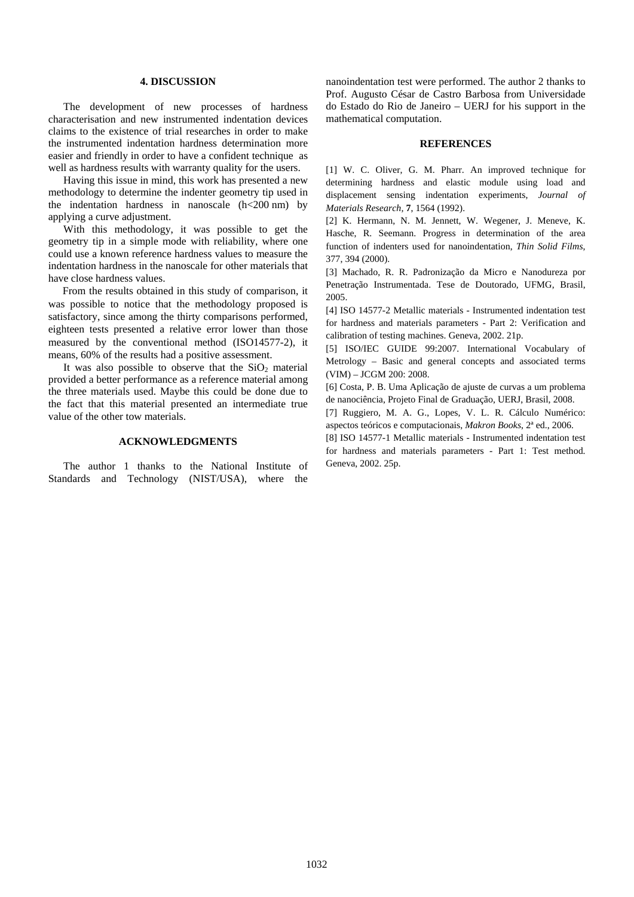## 4. DISCUSSION

The development of new processes of hardness characterisation and new instrumented indentation devices claims to the existence of trial researches in order to make the instrumented indentation hardness determination more easier and friendly in order to have a confident technique as well as hardness results with warranty quality for the users.

Having this issue in mind, this work has presented a new methodology to determine the indenter geometry tip used in the indentation hardness in nanoscale ($h<200$ nm) by applying a curve adjustment.

With this methodology, it was possible to get the geometry tip in a simple mode with reliability, where one could use a known reference hardness values to measure the indentation hardness in the nanoscale for other materials that have close hardness values.

From the results obtained in this study of comparison, it was possible to notice that the methodology proposed is satisfactory, since among the thirty comparisons performed, eighteen tests presented a relative error lower than those measured by the conventional method (ISO14577-2), it means, 60% of the results had a positive assessment.

It was also possible to observe that the $SiO_2$ material provided a better performance as a reference material among the three materials used. Maybe this could be done due to the fact that this material presented an intermediate true value of the other tow materials.

## ACKNOWLEDGMENTS

The author 1 thanks to the National Institute of Standards and Technology (NIST/USA), where the nanoindentation test were performed. The author 2 thanks to Prof. Augusto César de Castro Barbosa from Universidade do Estado do Rio de Janeiro – UERJ for his support in the mathematical computation.

## REFERENCES

[1] W. C. Oliver, G. M. Pharr. An improved technique for determining hardness and elastic module using load and displacement sensing indentation experiments, *Journal of Materials Research*, **7**, 1564 (1992).

[2] K. Hermann, N. M. Jennett, W. Wegener, J. Meneve, K. Hasche, R. Seemann. Progress in determination of the area function of indenters used for nanoindentation, *Thin Solid Films*, 377, 394 (2000).

[3] Machado, R. R. Padronização da Micro e Nanodureza por Penetração Instrumentada. Tese de Doutorado, UFMG, Brasil, 2005.

[4] ISO 14577-2 Metallic materials - Instrumented indentation test for hardness and materials parameters - Part 2: Verification and calibration of testing machines. Geneva, 2002. 21p.

[5] ISO/IEC GUIDE 99:2007. International Vocabulary of Metrology – Basic and general concepts and associated terms (VIM) – JCGM 200: 2008.

[6] Costa, P. B. Uma Aplicação de ajuste de curvas a um problema de nanociência, Projeto Final de Graduação, UERJ, Brasil, 2008.

[7] Ruggiero, M. A. G., Lopes, V. L. R. Cálculo Numérico: aspectos teóricos e computacionais, *Makron Books*, 2ª ed., 2006.

[8] ISO 14577-1 Metallic materials - Instrumented indentation test for hardness and materials parameters - Part 1: Test method. Geneva, 2002. 25p.